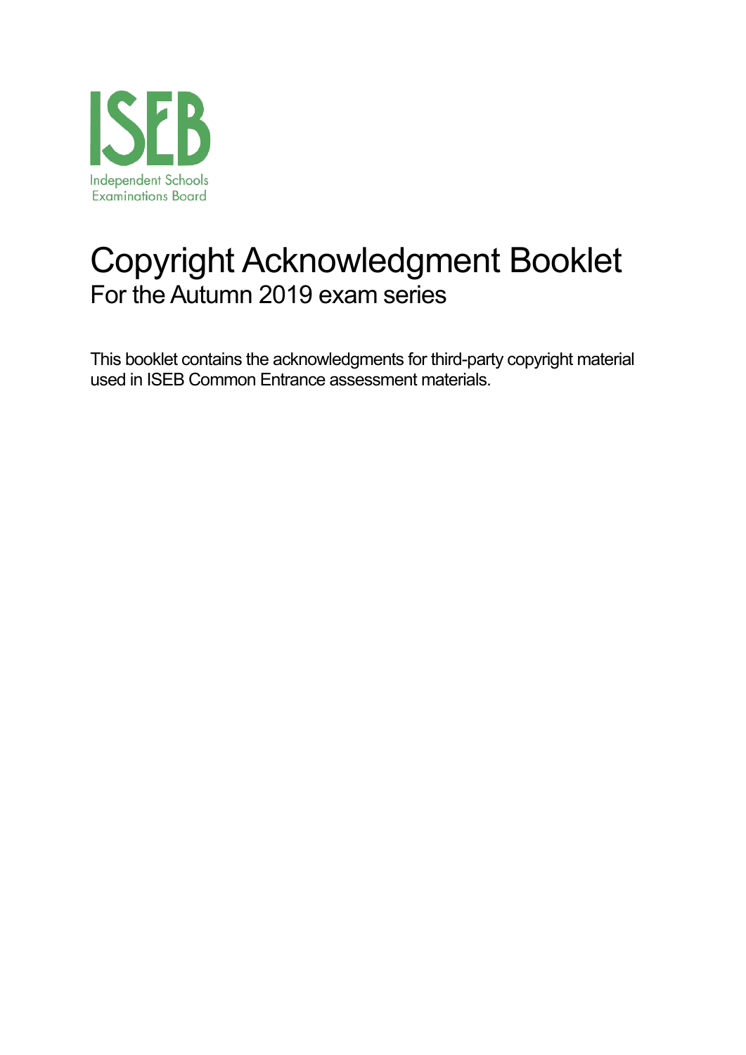ISEB

Independent Schools Examinations Board

# Copyright Acknowledgment Booklet

## For the Autumn 2019 exam series

This booklet contains the acknowledgments for third-party copyright material used in ISEB Common Entrance assessment materials.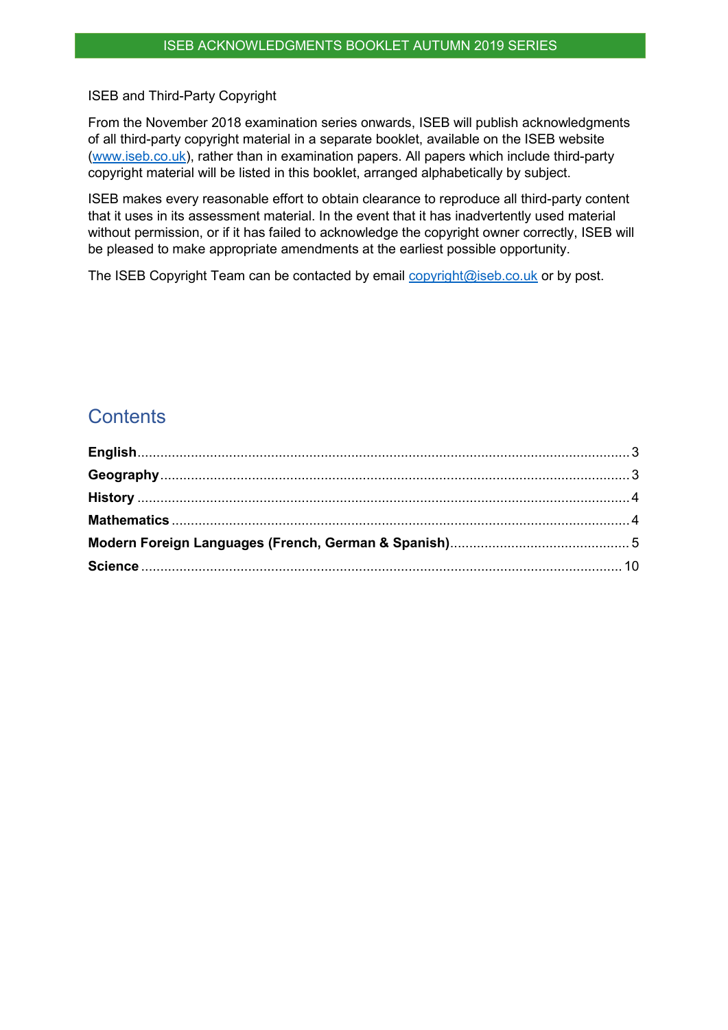ISEB and Third-Party Copyright

From the November 2018 examination series onwards, ISEB will publish acknowledgments of all third-party copyright material in a separate booklet, available on the ISEB website (www.iseb.co.uk), rather than in examination papers. All papers which include third-party copyright material will be listed in this booklet, arranged alphabetically by subject.

ISEB makes every reasonable effort to obtain clearance to reproduce all third-party content that it uses in its assessment material. In the event that it has inadvertently used material without permission, or if it has failed to acknowledge the copyright owner correctly, ISEB will be pleased to make appropriate amendments at the earliest possible opportunity.

The ISEB Copyright Team can be contacted by email copyright@iseb.co.uk or by post.

## Contents

**English** .......... 3
**Geography** .......... 3
**History** .......... 4
**Mathematics** .......... 4
**Modern Foreign Languages (French, German & Spanish)** .......... 5
**Science** .......... 10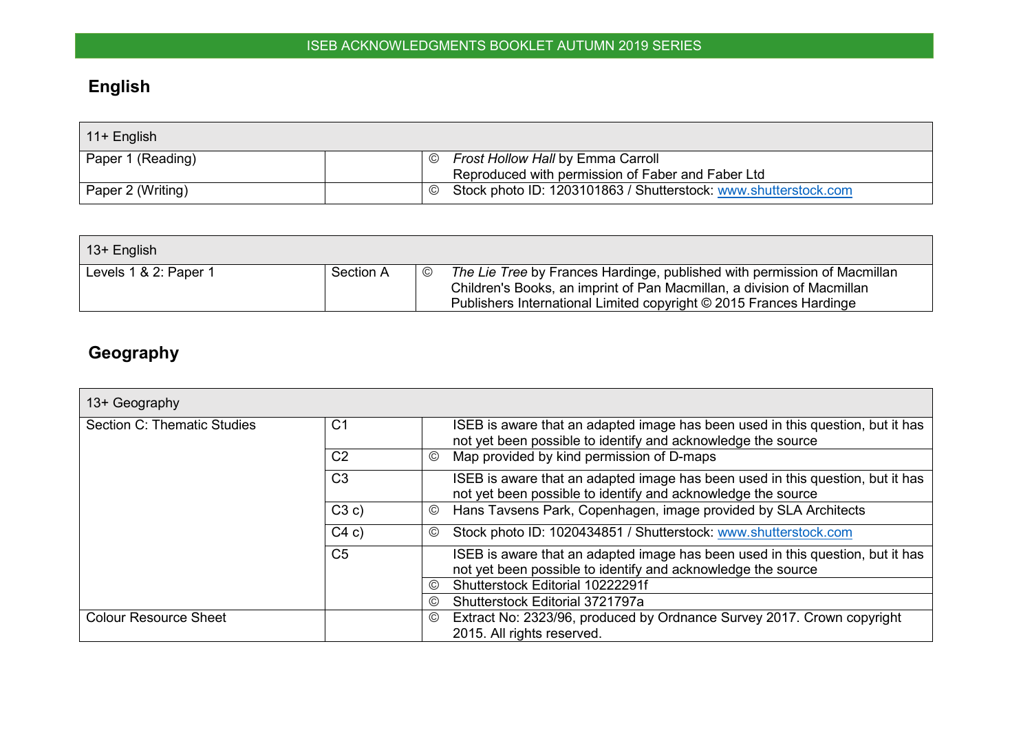## English

| 11+ English | | | |
|---|---|---|---|
| Paper 1 (Reading) | | © | *Frost Hollow Hall* by Emma Carroll<br>Reproduced with permission of Faber and Faber Ltd |
| Paper 2 (Writing) | | © | Stock photo ID: 1203101863 / Shutterstock: www.shutterstock.com |

| 13+ English | | | |
|---|---|---|---|
| Levels 1 & 2: Paper 1 | Section A | © | *The Lie Tree* by Frances Hardinge, published with permission of Macmillan Children's Books, an imprint of Pan Macmillan, a division of Macmillan Publishers International Limited copyright © 2015 Frances Hardinge |

## Geography

| 13+ Geography | | | |
|---|---|---|---|
| Section C: Thematic Studies | C1 | | ISEB is aware that an adapted image has been used in this question, but it has not yet been possible to identify and acknowledge the source |
| | C2 | © | Map provided by kind permission of D-maps |
| | C3 | | ISEB is aware that an adapted image has been used in this question, but it has not yet been possible to identify and acknowledge the source |
| | C3 c) | © | Hans Tavsens Park, Copenhagen, image provided by SLA Architects |
| | C4 c) | © | Stock photo ID: 1020434851 / Shutterstock: www.shutterstock.com |
| | C5 | | ISEB is aware that an adapted image has been used in this question, but it has not yet been possible to identify and acknowledge the source |
| | | © | Shutterstock Editorial 10222291f |
| | | © | Shutterstock Editorial 3721797a |
| Colour Resource Sheet | | © | Extract No: 2323/96, produced by Ordnance Survey 2017. Crown copyright 2015. All rights reserved. |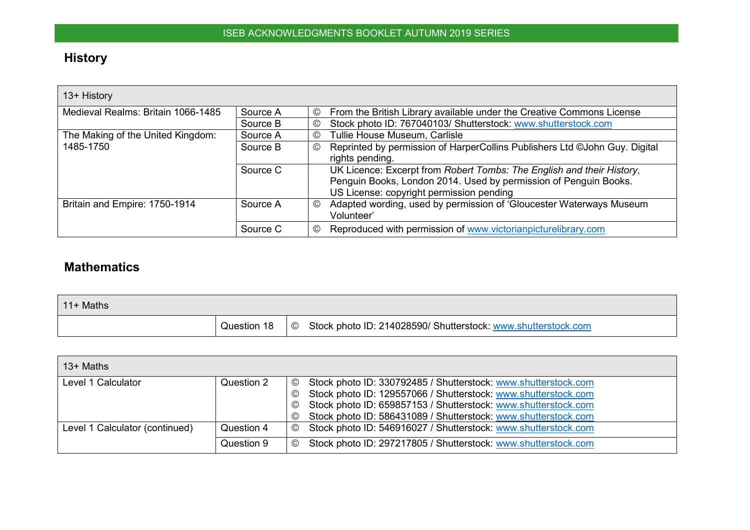## History

| 13+ History | | | |
|---|---|---|---|
| Medieval Realms: Britain 1066-1485 | Source A | © | From the British Library available under the Creative Commons License |
| | Source B | © | Stock photo ID: 767040103/ Shutterstock: www.shutterstock.com |
| The Making of the United Kingdom: 1485-1750 | Source A | © | Tullie House Museum, Carlisle |
| | Source B | © | Reprinted by permission of HarperCollins Publishers Ltd ©John Guy. Digital rights pending. |
| | Source C | | UK Licence: Excerpt from *Robert Tombs: The English and their History*, Penguin Books, London 2014. Used by permission of Penguin Books. US License: copyright permission pending |
| Britain and Empire: 1750-1914 | Source A | © | Adapted wording, used by permission of 'Gloucester Waterways Museum Volunteer' |
| | Source C | © | Reproduced with permission of www.victorianpicturelibrary.com |

## Mathematics

| 11+ Maths | | | |
|---|---|---|---|
| | Question 18 | © | Stock photo ID: 214028590/ Shutterstock: www.shutterstock.com |

| 13+ Maths | | | |
|---|---|---|---|
| Level 1 Calculator | Question 2 | © | Stock photo ID: 330792485 / Shutterstock: www.shutterstock.com |
| | | © | Stock photo ID: 129557066 / Shutterstock: www.shutterstock.com |
| | | © | Stock photo ID: 659857153 / Shutterstock: www.shutterstock.com |
| | | © | Stock photo ID: 586431089 / Shutterstock: www.shutterstock.com |
| Level 1 Calculator (continued) | Question 4 | © | Stock photo ID: 546916027 / Shutterstock: www.shutterstock.com |
| | Question 9 | © | Stock photo ID: 297217805 / Shutterstock: www.shutterstock.com |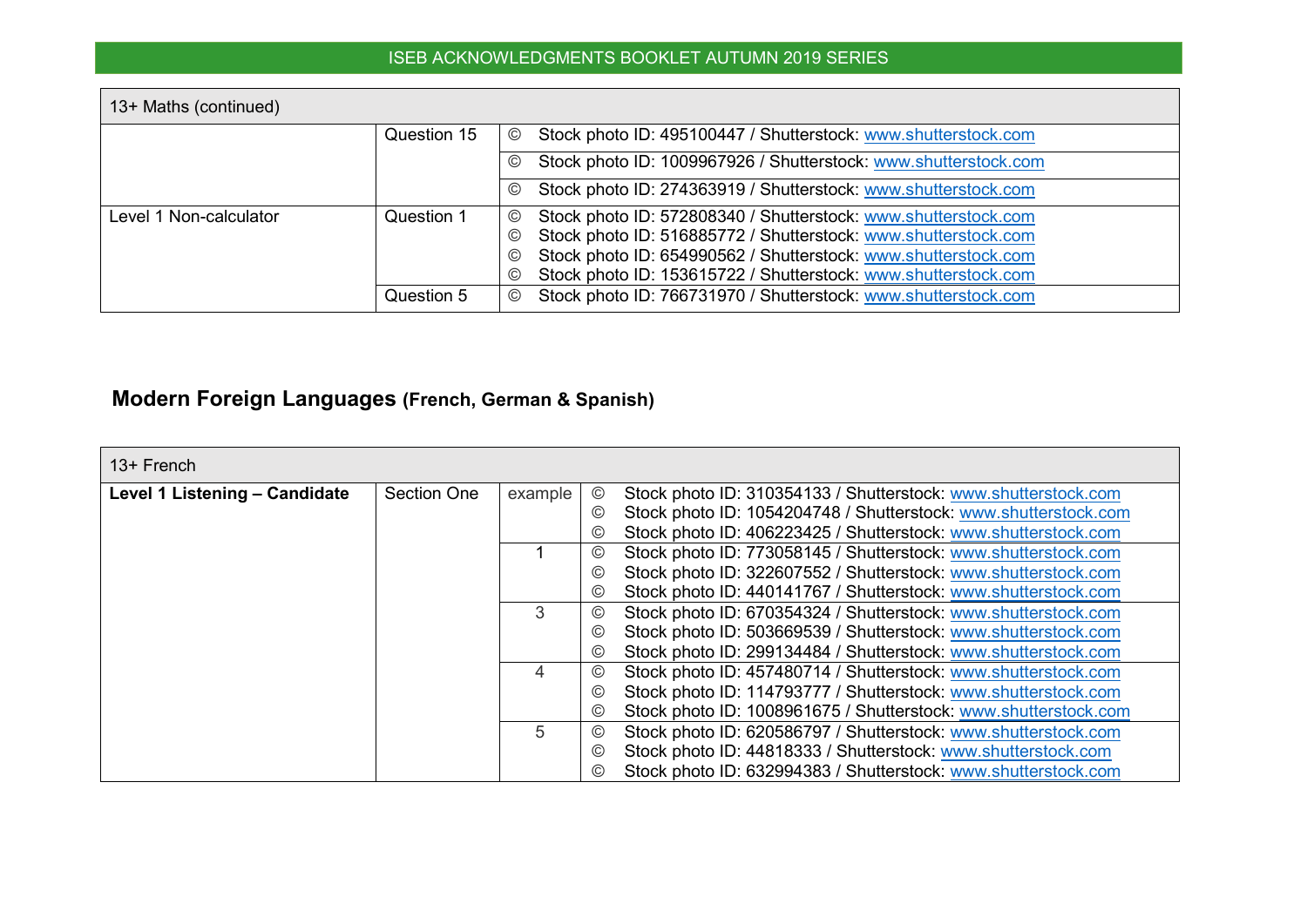| 13+ Maths (continued) | | |
|---|---|---|
| | Question 15 | © Stock photo ID: 495100447 / Shutterstock: www.shutterstock.com |
| | | © Stock photo ID: 1009967926 / Shutterstock: www.shutterstock.com |
| | | © Stock photo ID: 274363919 / Shutterstock: www.shutterstock.com |
| Level 1 Non-calculator | Question 1 | © Stock photo ID: 572808340 / Shutterstock: www.shutterstock.com<br>© Stock photo ID: 516885772 / Shutterstock: www.shutterstock.com<br>© Stock photo ID: 654990562 / Shutterstock: www.shutterstock.com<br>© Stock photo ID: 153615722 / Shutterstock: www.shutterstock.com |
| | Question 5 | © Stock photo ID: 766731970 / Shutterstock: www.shutterstock.com |

## Modern Foreign Languages (French, German & Spanish)

| 13+ French | | | |
|---|---|---|---|
| **Level 1 Listening – Candidate** | Section One | example | © Stock photo ID: 310354133 / Shutterstock: www.shutterstock.com<br>© Stock photo ID: 1054204748 / Shutterstock: www.shutterstock.com<br>© Stock photo ID: 406223425 / Shutterstock: www.shutterstock.com |
| | | 1 | © Stock photo ID: 773058145 / Shutterstock: www.shutterstock.com<br>© Stock photo ID: 322607552 / Shutterstock: www.shutterstock.com<br>© Stock photo ID: 440141767 / Shutterstock: www.shutterstock.com |
| | | 3 | © Stock photo ID: 670354324 / Shutterstock: www.shutterstock.com<br>© Stock photo ID: 503669539 / Shutterstock: www.shutterstock.com<br>© Stock photo ID: 299134484 / Shutterstock: www.shutterstock.com |
| | | 4 | © Stock photo ID: 457480714 / Shutterstock: www.shutterstock.com<br>© Stock photo ID: 114793777 / Shutterstock: www.shutterstock.com<br>© Stock photo ID: 1008961675 / Shutterstock: www.shutterstock.com |
| | | 5 | © Stock photo ID: 620586797 / Shutterstock: www.shutterstock.com<br>© Stock photo ID: 44818333 / Shutterstock: www.shutterstock.com<br>© Stock photo ID: 632994383 / Shutterstock: www.shutterstock.com |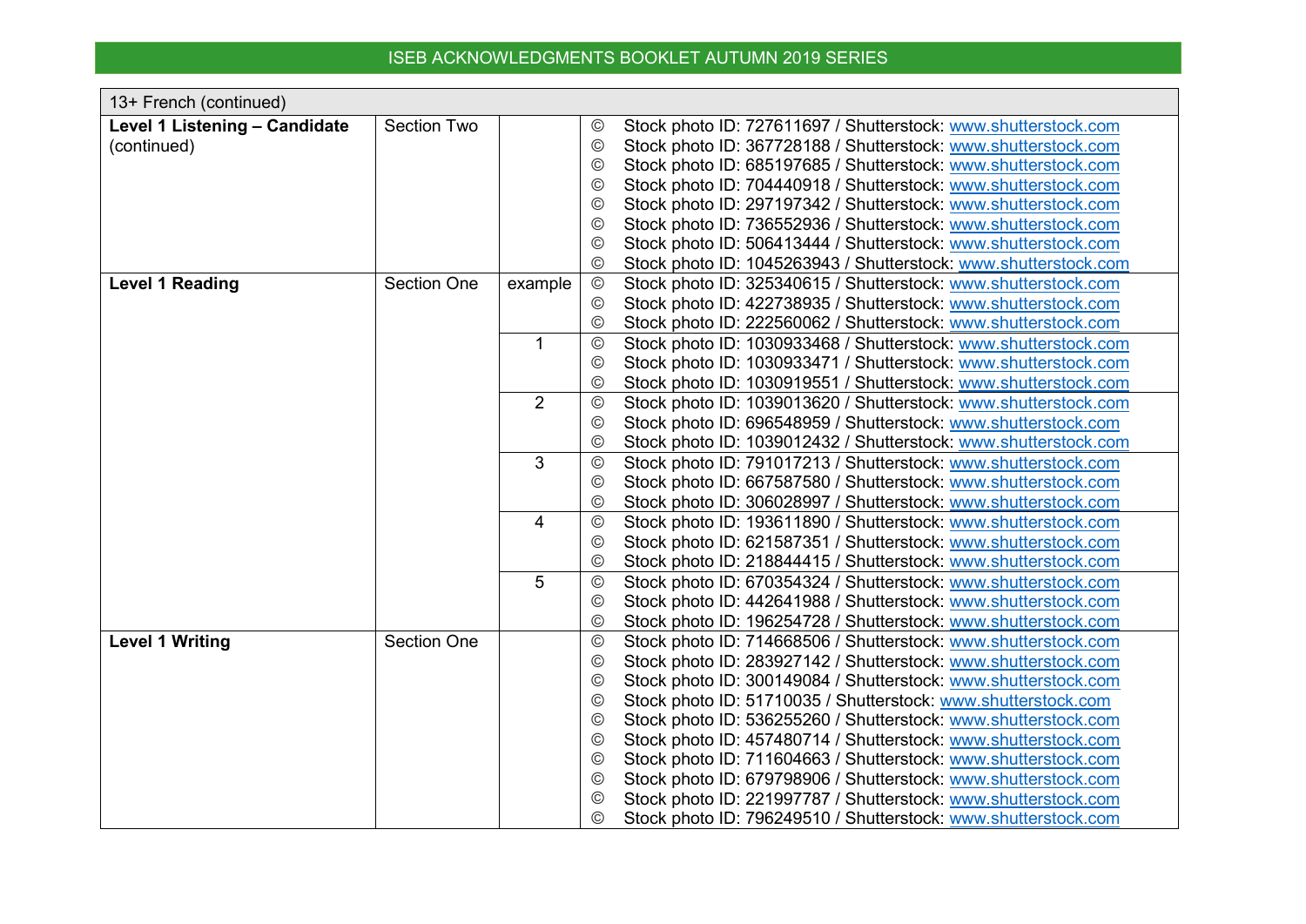| 13+ French (continued) | | | | |
|---|---|---|---|---|
| **Level 1 Listening – Candidate** (continued) | Section Two | | © | Stock photo ID: 727611697 / Shutterstock: www.shutterstock.com |
| | | | © | Stock photo ID: 367728188 / Shutterstock: www.shutterstock.com |
| | | | © | Stock photo ID: 685197685 / Shutterstock: www.shutterstock.com |
| | | | © | Stock photo ID: 704440918 / Shutterstock: www.shutterstock.com |
| | | | © | Stock photo ID: 297197342 / Shutterstock: www.shutterstock.com |
| | | | © | Stock photo ID: 736552936 / Shutterstock: www.shutterstock.com |
| | | | © | Stock photo ID: 506413444 / Shutterstock: www.shutterstock.com |
| | | | © | Stock photo ID: 1045263943 / Shutterstock: www.shutterstock.com |
| **Level 1 Reading** | Section One | example | © | Stock photo ID: 325340615 / Shutterstock: www.shutterstock.com |
| | | | © | Stock photo ID: 422738935 / Shutterstock: www.shutterstock.com |
| | | | © | Stock photo ID: 222560062 / Shutterstock: www.shutterstock.com |
| | | 1 | © | Stock photo ID: 1030933468 / Shutterstock: www.shutterstock.com |
| | | | © | Stock photo ID: 1030933471 / Shutterstock: www.shutterstock.com |
| | | | © | Stock photo ID: 1030919551 / Shutterstock: www.shutterstock.com |
| | | 2 | © | Stock photo ID: 1039013620 / Shutterstock: www.shutterstock.com |
| | | | © | Stock photo ID: 696548959 / Shutterstock: www.shutterstock.com |
| | | | © | Stock photo ID: 1039012432 / Shutterstock: www.shutterstock.com |
| | | 3 | © | Stock photo ID: 791017213 / Shutterstock: www.shutterstock.com |
| | | | © | Stock photo ID: 667587580 / Shutterstock: www.shutterstock.com |
| | | | © | Stock photo ID: 306028997 / Shutterstock: www.shutterstock.com |
| | | 4 | © | Stock photo ID: 193611890 / Shutterstock: www.shutterstock.com |
| | | | © | Stock photo ID: 621587351 / Shutterstock: www.shutterstock.com |
| | | | © | Stock photo ID: 218844415 / Shutterstock: www.shutterstock.com |
| | | 5 | © | Stock photo ID: 670354324 / Shutterstock: www.shutterstock.com |
| | | | © | Stock photo ID: 442641988 / Shutterstock: www.shutterstock.com |
| | | | © | Stock photo ID: 196254728 / Shutterstock: www.shutterstock.com |
| **Level 1 Writing** | Section One | | © | Stock photo ID: 714668506 / Shutterstock: www.shutterstock.com |
| | | | © | Stock photo ID: 283927142 / Shutterstock: www.shutterstock.com |
| | | | © | Stock photo ID: 300149084 / Shutterstock: www.shutterstock.com |
| | | | © | Stock photo ID: 51710035 / Shutterstock: www.shutterstock.com |
| | | | © | Stock photo ID: 536255260 / Shutterstock: www.shutterstock.com |
| | | | © | Stock photo ID: 457480714 / Shutterstock: www.shutterstock.com |
| | | | © | Stock photo ID: 711604663 / Shutterstock: www.shutterstock.com |
| | | | © | Stock photo ID: 679798906 / Shutterstock: www.shutterstock.com |
| | | | © | Stock photo ID: 221997787 / Shutterstock: www.shutterstock.com |
| | | | © | Stock photo ID: 796249510 / Shutterstock: www.shutterstock.com |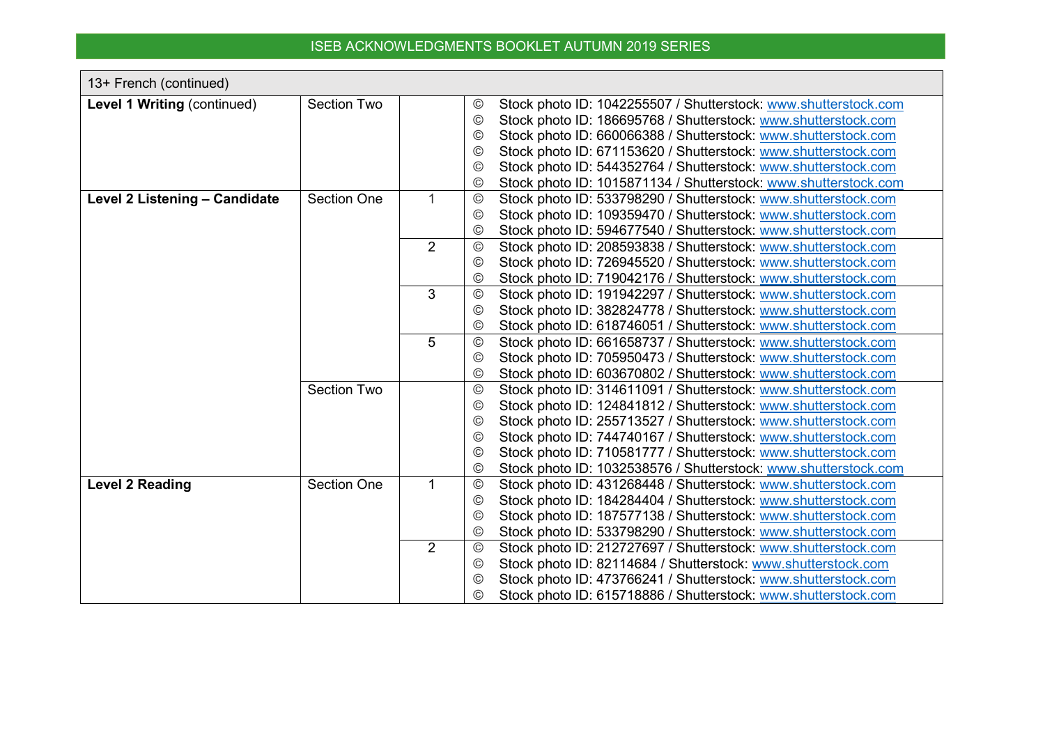| 13+ French (continued) | | | |
|---|---|---|---|
| **Level 1 Writing** (continued) | Section Two | | © Stock photo ID: 1042255507 / Shutterstock: www.shutterstock.com<br>© Stock photo ID: 186695768 / Shutterstock: www.shutterstock.com<br>© Stock photo ID: 660066388 / Shutterstock: www.shutterstock.com<br>© Stock photo ID: 671153620 / Shutterstock: www.shutterstock.com<br>© Stock photo ID: 544352764 / Shutterstock: www.shutterstock.com<br>© Stock photo ID: 1015871134 / Shutterstock: www.shutterstock.com |
| **Level 2 Listening – Candidate** | Section One | 1 | © Stock photo ID: 533798290 / Shutterstock: www.shutterstock.com<br>© Stock photo ID: 109359470 / Shutterstock: www.shutterstock.com<br>© Stock photo ID: 594677540 / Shutterstock: www.shutterstock.com |
| | | 2 | © Stock photo ID: 208593838 / Shutterstock: www.shutterstock.com<br>© Stock photo ID: 726945520 / Shutterstock: www.shutterstock.com<br>© Stock photo ID: 719042176 / Shutterstock: www.shutterstock.com |
| | | 3 | © Stock photo ID: 191942297 / Shutterstock: www.shutterstock.com<br>© Stock photo ID: 382824778 / Shutterstock: www.shutterstock.com<br>© Stock photo ID: 618746051 / Shutterstock: www.shutterstock.com |
| | | 5 | © Stock photo ID: 661658737 / Shutterstock: www.shutterstock.com<br>© Stock photo ID: 705950473 / Shutterstock: www.shutterstock.com<br>© Stock photo ID: 603670802 / Shutterstock: www.shutterstock.com |
| | Section Two | | © Stock photo ID: 314611091 / Shutterstock: www.shutterstock.com<br>© Stock photo ID: 124841812 / Shutterstock: www.shutterstock.com<br>© Stock photo ID: 255713527 / Shutterstock: www.shutterstock.com<br>© Stock photo ID: 744740167 / Shutterstock: www.shutterstock.com<br>© Stock photo ID: 710581777 / Shutterstock: www.shutterstock.com<br>© Stock photo ID: 1032538576 / Shutterstock: www.shutterstock.com |
| **Level 2 Reading** | Section One | 1 | © Stock photo ID: 431268448 / Shutterstock: www.shutterstock.com<br>© Stock photo ID: 184284404 / Shutterstock: www.shutterstock.com<br>© Stock photo ID: 187577138 / Shutterstock: www.shutterstock.com<br>© Stock photo ID: 533798290 / Shutterstock: www.shutterstock.com |
| | | 2 | © Stock photo ID: 212727697 / Shutterstock: www.shutterstock.com<br>© Stock photo ID: 82114684 / Shutterstock: www.shutterstock.com<br>© Stock photo ID: 473766241 / Shutterstock: www.shutterstock.com<br>© Stock photo ID: 615718886 / Shutterstock: www.shutterstock.com |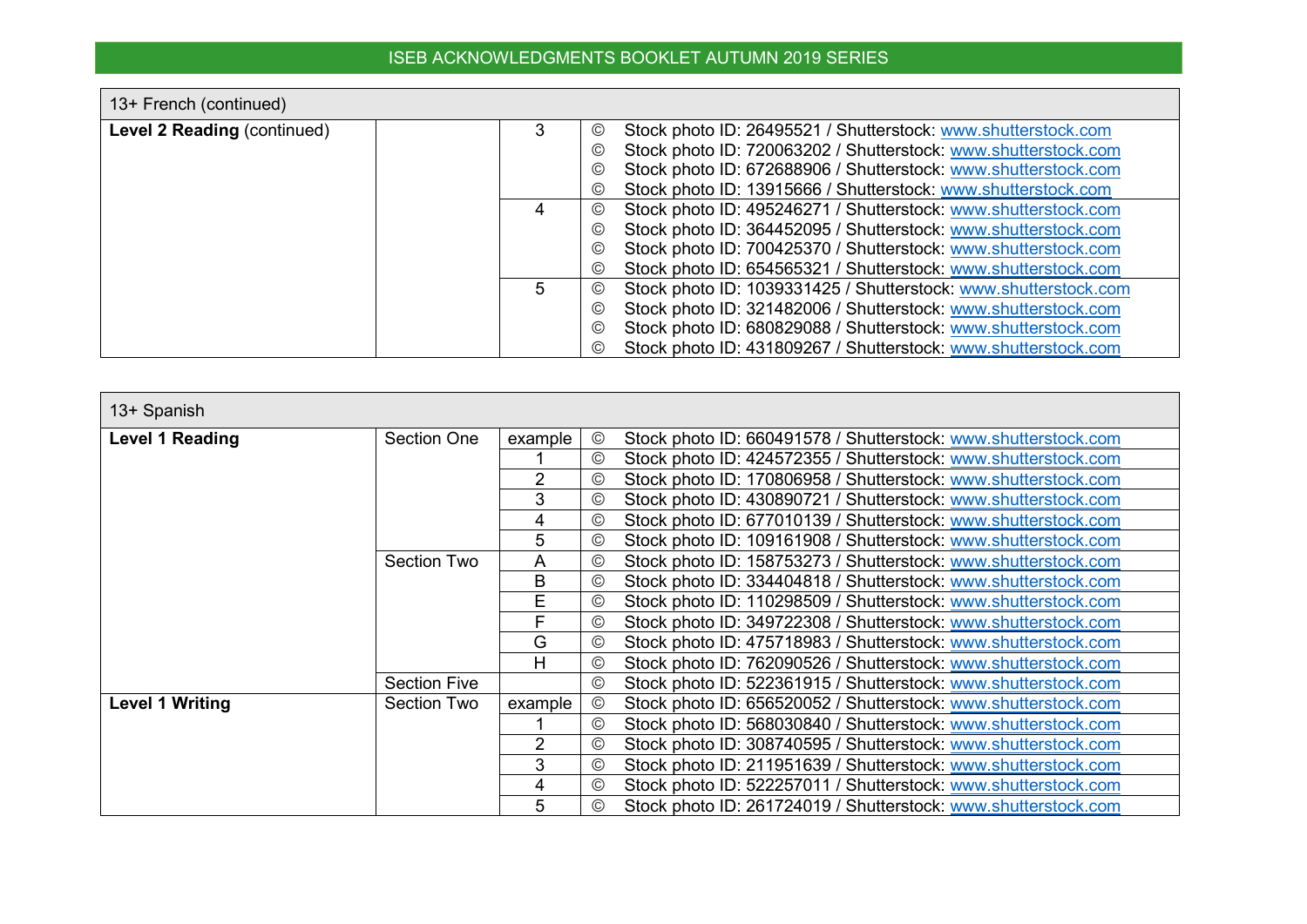| 13+ French (continued) | | | | |
|---|---|---|---|---|
| **Level 2 Reading** (continued) | | 3 | © | Stock photo ID: 26495521 / Shutterstock: www.shutterstock.com |
| | | | © | Stock photo ID: 720063202 / Shutterstock: www.shutterstock.com |
| | | | © | Stock photo ID: 672688906 / Shutterstock: www.shutterstock.com |
| | | | © | Stock photo ID: 13915666 / Shutterstock: www.shutterstock.com |
| | | 4 | © | Stock photo ID: 495246271 / Shutterstock: www.shutterstock.com |
| | | | © | Stock photo ID: 364452095 / Shutterstock: www.shutterstock.com |
| | | | © | Stock photo ID: 700425370 / Shutterstock: www.shutterstock.com |
| | | | © | Stock photo ID: 654565321 / Shutterstock: www.shutterstock.com |
| | | 5 | © | Stock photo ID: 1039331425 / Shutterstock: www.shutterstock.com |
| | | | © | Stock photo ID: 321482006 / Shutterstock: www.shutterstock.com |
| | | | © | Stock photo ID: 680829088 / Shutterstock: www.shutterstock.com |
| | | | © | Stock photo ID: 431809267 / Shutterstock: www.shutterstock.com |

| 13+ Spanish | | | | |
|---|---|---|---|---|
| **Level 1 Reading** | Section One | example | © | Stock photo ID: 660491578 / Shutterstock: www.shutterstock.com |
| | | 1 | © | Stock photo ID: 424572355 / Shutterstock: www.shutterstock.com |
| | | 2 | © | Stock photo ID: 170806958 / Shutterstock: www.shutterstock.com |
| | | 3 | © | Stock photo ID: 430890721 / Shutterstock: www.shutterstock.com |
| | | 4 | © | Stock photo ID: 677010139 / Shutterstock: www.shutterstock.com |
| | | 5 | © | Stock photo ID: 109161908 / Shutterstock: www.shutterstock.com |
| | Section Two | A | © | Stock photo ID: 158753273 / Shutterstock: www.shutterstock.com |
| | | B | © | Stock photo ID: 334404818 / Shutterstock: www.shutterstock.com |
| | | E | © | Stock photo ID: 110298509 / Shutterstock: www.shutterstock.com |
| | | F | © | Stock photo ID: 349722308 / Shutterstock: www.shutterstock.com |
| | | G | © | Stock photo ID: 475718983 / Shutterstock: www.shutterstock.com |
| | | H | © | Stock photo ID: 762090526 / Shutterstock: www.shutterstock.com |
| | Section Five | | © | Stock photo ID: 522361915 / Shutterstock: www.shutterstock.com |
| **Level 1 Writing** | Section Two | example | © | Stock photo ID: 656520052 / Shutterstock: www.shutterstock.com |
| | | 1 | © | Stock photo ID: 568030840 / Shutterstock: www.shutterstock.com |
| | | 2 | © | Stock photo ID: 308740595 / Shutterstock: www.shutterstock.com |
| | | 3 | © | Stock photo ID: 211951639 / Shutterstock: www.shutterstock.com |
| | | 4 | © | Stock photo ID: 522257011 / Shutterstock: www.shutterstock.com |
| | | 5 | © | Stock photo ID: 261724019 / Shutterstock: www.shutterstock.com |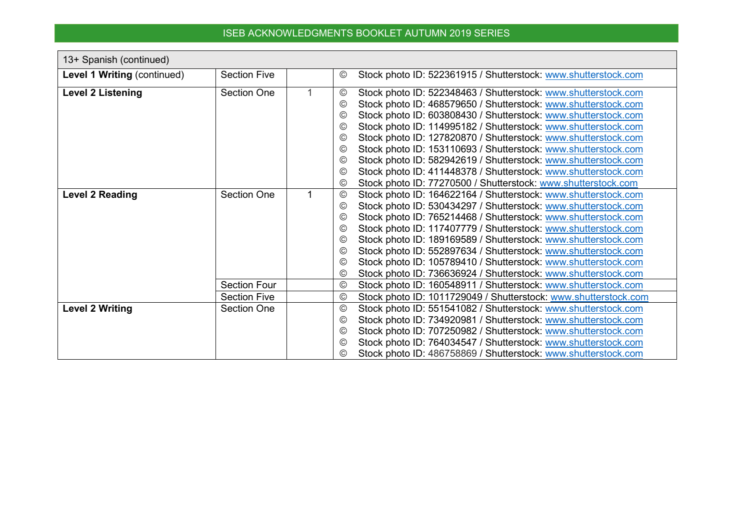ISEB ACKNOWLEDGMENTS BOOKLET AUTUMN 2019 SERIES

| 13+ Spanish (continued) | | | | |
|---|---|---|---|---|
| **Level 1 Writing** (continued) | Section Five | | © | Stock photo ID: 522361915 / Shutterstock: www.shutterstock.com |
| **Level 2 Listening** | Section One | 1 | © | Stock photo ID: 522348463 / Shutterstock: www.shutterstock.com |
| | | | © | Stock photo ID: 468579650 / Shutterstock: www.shutterstock.com |
| | | | © | Stock photo ID: 603808430 / Shutterstock: www.shutterstock.com |
| | | | © | Stock photo ID: 114995182 / Shutterstock: www.shutterstock.com |
| | | | © | Stock photo ID: 127820870 / Shutterstock: www.shutterstock.com |
| | | | © | Stock photo ID: 153110693 / Shutterstock: www.shutterstock.com |
| | | | © | Stock photo ID: 582942619 / Shutterstock: www.shutterstock.com |
| | | | © | Stock photo ID: 411448378 / Shutterstock: www.shutterstock.com |
| | | | © | Stock photo ID: 77270500 / Shutterstock: www.shutterstock.com |
| **Level 2 Reading** | Section One | 1 | © | Stock photo ID: 164622164 / Shutterstock: www.shutterstock.com |
| | | | © | Stock photo ID: 530434297 / Shutterstock: www.shutterstock.com |
| | | | © | Stock photo ID: 765214468 / Shutterstock: www.shutterstock.com |
| | | | © | Stock photo ID: 117407779 / Shutterstock: www.shutterstock.com |
| | | | © | Stock photo ID: 189169589 / Shutterstock: www.shutterstock.com |
| | | | © | Stock photo ID: 552897634 / Shutterstock: www.shutterstock.com |
| | | | © | Stock photo ID: 105789410 / Shutterstock: www.shutterstock.com |
| | | | © | Stock photo ID: 736636924 / Shutterstock: www.shutterstock.com |
| | Section Four | | © | Stock photo ID: 160548911 / Shutterstock: www.shutterstock.com |
| | Section Five | | © | Stock photo ID: 1011729049 / Shutterstock: www.shutterstock.com |
| **Level 2 Writing** | Section One | | © | Stock photo ID: 551541082 / Shutterstock: www.shutterstock.com |
| | | | © | Stock photo ID: 734920981 / Shutterstock: www.shutterstock.com |
| | | | © | Stock photo ID: 707250982 / Shutterstock: www.shutterstock.com |
| | | | © | Stock photo ID: 764034547 / Shutterstock: www.shutterstock.com |
| | | | © | Stock photo ID: 486758869 / Shutterstock: www.shutterstock.com |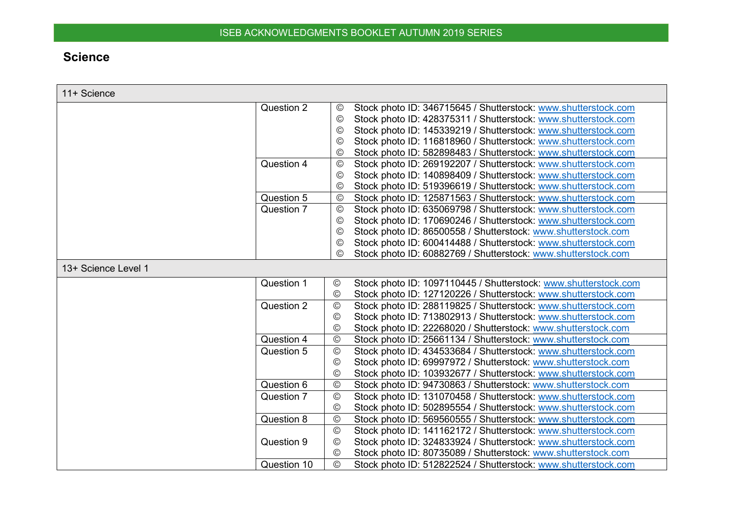## Science

| 11+ Science | | | |
|---|---|---|---|
| | Question 2 | © | Stock photo ID: 346715645 / Shutterstock: www.shutterstock.com |
| | | © | Stock photo ID: 428375311 / Shutterstock: www.shutterstock.com |
| | | © | Stock photo ID: 145339219 / Shutterstock: www.shutterstock.com |
| | | © | Stock photo ID: 116818960 / Shutterstock: www.shutterstock.com |
| | | © | Stock photo ID: 582898483 / Shutterstock: www.shutterstock.com |
| | Question 4 | © | Stock photo ID: 269192207 / Shutterstock: www.shutterstock.com |
| | | © | Stock photo ID: 140898409 / Shutterstock: www.shutterstock.com |
| | | © | Stock photo ID: 519396619 / Shutterstock: www.shutterstock.com |
| | Question 5 | © | Stock photo ID: 125871563 / Shutterstock: www.shutterstock.com |
| | Question 7 | © | Stock photo ID: 635069798 / Shutterstock: www.shutterstock.com |
| | | © | Stock photo ID: 170690246 / Shutterstock: www.shutterstock.com |
| | | © | Stock photo ID: 86500558 / Shutterstock: www.shutterstock.com |
| | | © | Stock photo ID: 600414488 / Shutterstock: www.shutterstock.com |
| | | © | Stock photo ID: 60882769 / Shutterstock: www.shutterstock.com |
| **13+ Science Level 1** | | | |
| | Question 1 | © | Stock photo ID: 1097110445 / Shutterstock: www.shutterstock.com |
| | | © | Stock photo ID: 127120226 / Shutterstock: www.shutterstock.com |
| | Question 2 | © | Stock photo ID: 288119825 / Shutterstock: www.shutterstock.com |
| | | © | Stock photo ID: 713802913 / Shutterstock: www.shutterstock.com |
| | | © | Stock photo ID: 22268020 / Shutterstock: www.shutterstock.com |
| | Question 4 | © | Stock photo ID: 25661134 / Shutterstock: www.shutterstock.com |
| | Question 5 | © | Stock photo ID: 434533684 / Shutterstock: www.shutterstock.com |
| | | © | Stock photo ID: 69997972 / Shutterstock: www.shutterstock.com |
| | | © | Stock photo ID: 103932677 / Shutterstock: www.shutterstock.com |
| | Question 6 | © | Stock photo ID: 94730863 / Shutterstock: www.shutterstock.com |
| | Question 7 | © | Stock photo ID: 131070458 / Shutterstock: www.shutterstock.com |
| | | © | Stock photo ID: 502895554 / Shutterstock: www.shutterstock.com |
| | Question 8 | © | Stock photo ID: 569560555 / Shutterstock: www.shutterstock.com |
| | Question 9 | © | Stock photo ID: 141162172 / Shutterstock: www.shutterstock.com |
| | | © | Stock photo ID: 324833924 / Shutterstock: www.shutterstock.com |
| | | © | Stock photo ID: 80735089 / Shutterstock: www.shutterstock.com |
| | Question 10 | © | Stock photo ID: 512822524 / Shutterstock: www.shutterstock.com |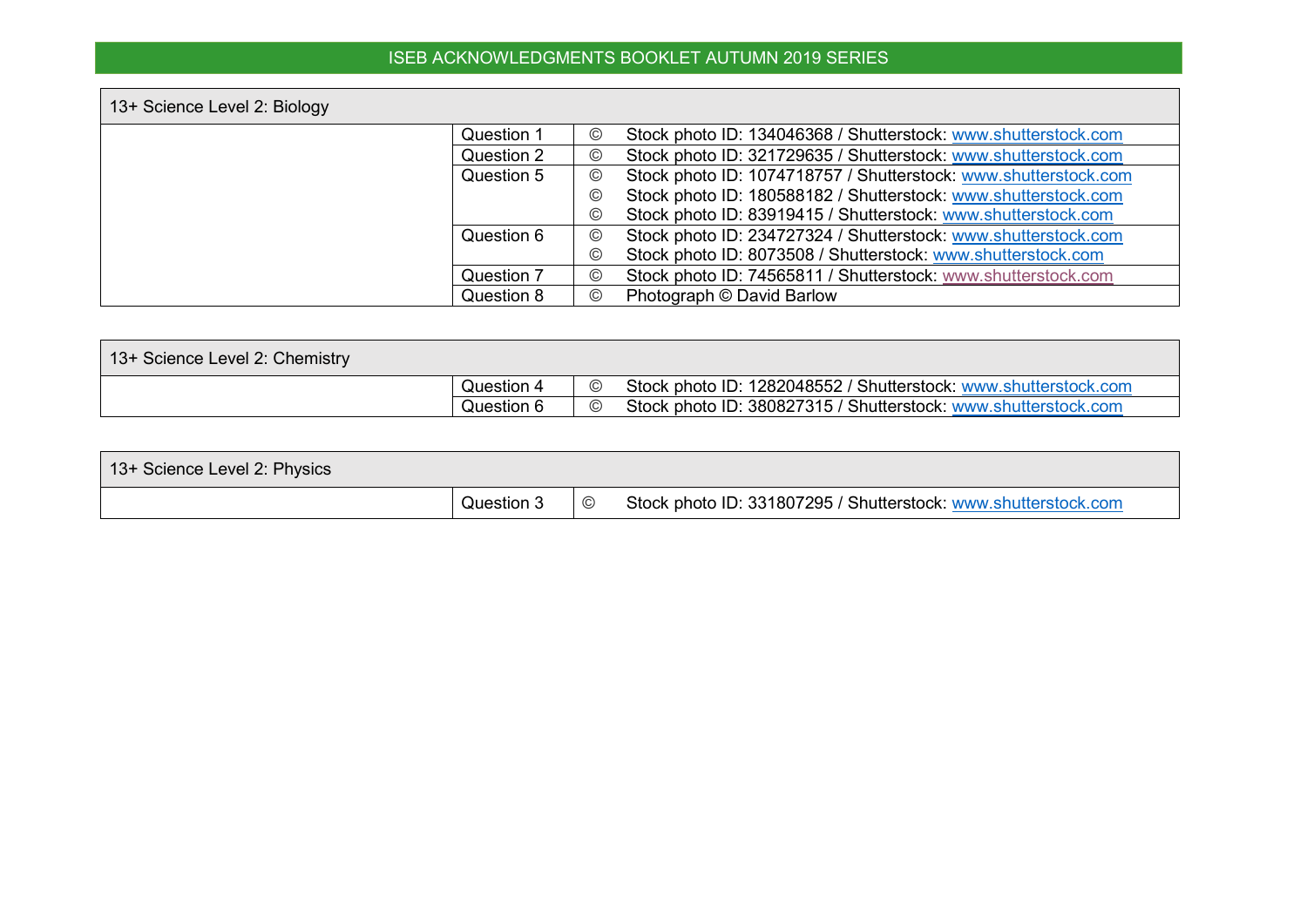## 13+ Science Level 2: Biology

| | | | |
|---|---|---|---|
| | Question 1 | © | Stock photo ID: 134046368 / Shutterstock: www.shutterstock.com |
| | Question 2 | © | Stock photo ID: 321729635 / Shutterstock: www.shutterstock.com |
| | Question 5 | © | Stock photo ID: 1074718757 / Shutterstock: www.shutterstock.com |
| | | © | Stock photo ID: 180588182 / Shutterstock: www.shutterstock.com |
| | | © | Stock photo ID: 83919415 / Shutterstock: www.shutterstock.com |
| | Question 6 | © | Stock photo ID: 234727324 / Shutterstock: www.shutterstock.com |
| | | © | Stock photo ID: 8073508 / Shutterstock: www.shutterstock.com |
| | Question 7 | © | Stock photo ID: 74565811 / Shutterstock: www.shutterstock.com |
| | Question 8 | © | Photograph © David Barlow |

## 13+ Science Level 2: Chemistry

| | | | |
|---|---|---|---|
| | Question 4 | © | Stock photo ID: 1282048552 / Shutterstock: www.shutterstock.com |
| | Question 6 | © | Stock photo ID: 380827315 / Shutterstock: www.shutterstock.com |

## 13+ Science Level 2: Physics

| | | | |
|---|---|---|---|
| | Question 3 | © | Stock photo ID: 331807295 / Shutterstock: www.shutterstock.com |